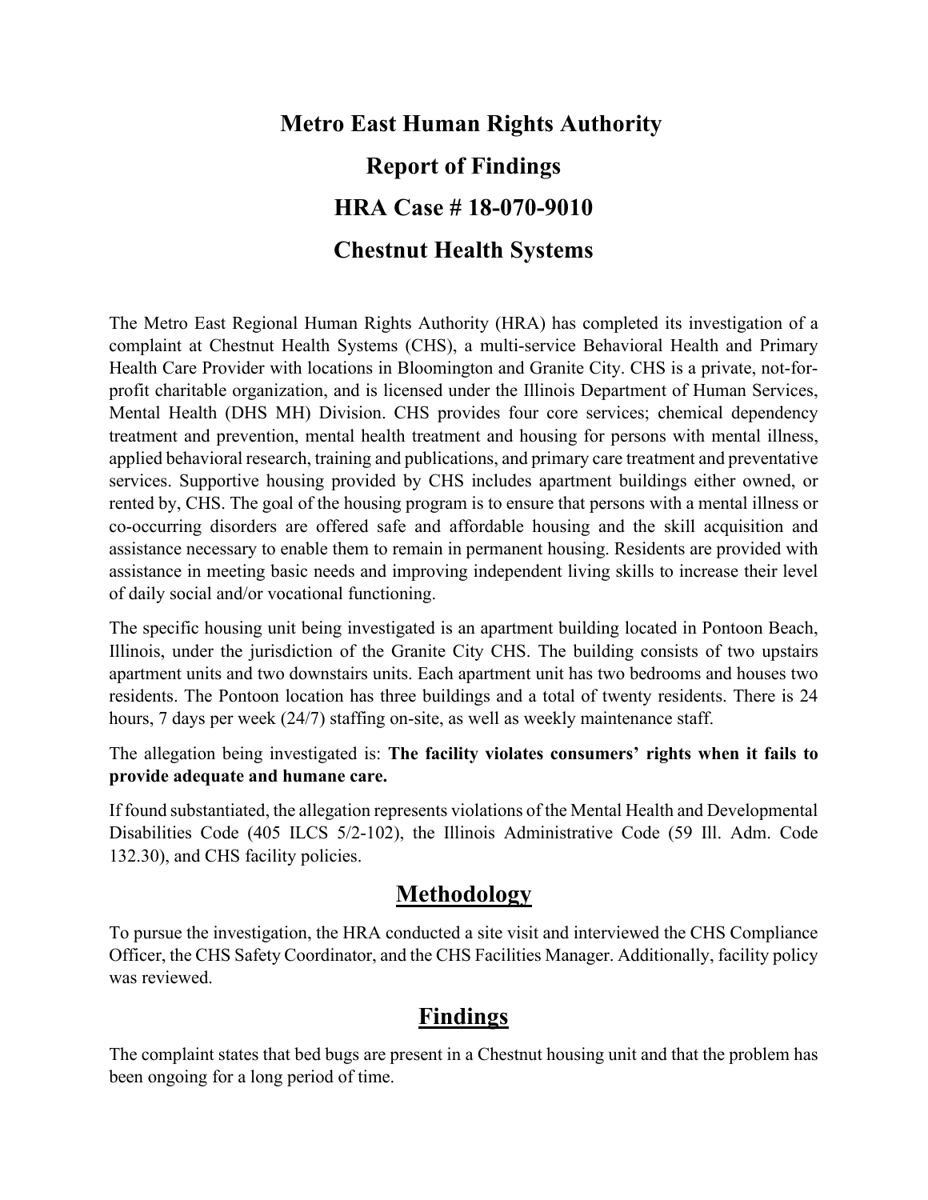# Metro East Human Rights Authority

# Report of Findings

# HRA Case # 18-070-9010

# Chestnut Health Systems

The Metro East Regional Human Rights Authority (HRA) has completed its investigation of a complaint at Chestnut Health Systems (CHS), a multi-service Behavioral Health and Primary Health Care Provider with locations in Bloomington and Granite City. CHS is a private, not-for-profit charitable organization, and is licensed under the Illinois Department of Human Services, Mental Health (DHS MH) Division. CHS provides four core services; chemical dependency treatment and prevention, mental health treatment and housing for persons with mental illness, applied behavioral research, training and publications, and primary care treatment and preventative services. Supportive housing provided by CHS includes apartment buildings either owned, or rented by, CHS. The goal of the housing program is to ensure that persons with a mental illness or co-occurring disorders are offered safe and affordable housing and the skill acquisition and assistance necessary to enable them to remain in permanent housing. Residents are provided with assistance in meeting basic needs and improving independent living skills to increase their level of daily social and/or vocational functioning.

The specific housing unit being investigated is an apartment building located in Pontoon Beach, Illinois, under the jurisdiction of the Granite City CHS. The building consists of two upstairs apartment units and two downstairs units. Each apartment unit has two bedrooms and houses two residents. The Pontoon location has three buildings and a total of twenty residents. There is 24 hours, 7 days per week (24/7) staffing on-site, as well as weekly maintenance staff.

The allegation being investigated is: **The facility violates consumers' rights when it fails to provide adequate and humane care.**

If found substantiated, the allegation represents violations of the Mental Health and Developmental Disabilities Code (405 ILCS 5/2-102), the Illinois Administrative Code (59 Ill. Adm. Code 132.30), and CHS facility policies.

## Methodology

To pursue the investigation, the HRA conducted a site visit and interviewed the CHS Compliance Officer, the CHS Safety Coordinator, and the CHS Facilities Manager. Additionally, facility policy was reviewed.

## Findings

The complaint states that bed bugs are present in a Chestnut housing unit and that the problem has been ongoing for a long period of time.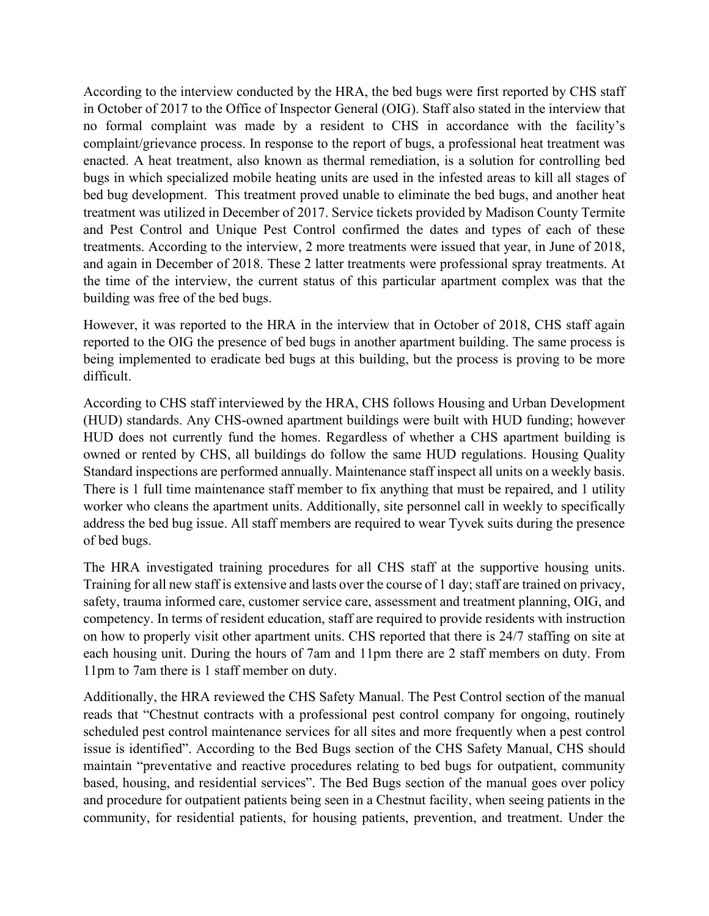According to the interview conducted by the HRA, the bed bugs were first reported by CHS staff in October of 2017 to the Office of Inspector General (OIG). Staff also stated in the interview that no formal complaint was made by a resident to CHS in accordance with the facility's complaint/grievance process. In response to the report of bugs, a professional heat treatment was enacted. A heat treatment, also known as thermal remediation, is a solution for controlling bed bugs in which specialized mobile heating units are used in the infested areas to kill all stages of bed bug development. This treatment proved unable to eliminate the bed bugs, and another heat treatment was utilized in December of 2017. Service tickets provided by Madison County Termite and Pest Control and Unique Pest Control confirmed the dates and types of each of these treatments. According to the interview, 2 more treatments were issued that year, in June of 2018, and again in December of 2018. These 2 latter treatments were professional spray treatments. At the time of the interview, the current status of this particular apartment complex was that the building was free of the bed bugs.

However, it was reported to the HRA in the interview that in October of 2018, CHS staff again reported to the OIG the presence of bed bugs in another apartment building. The same process is being implemented to eradicate bed bugs at this building, but the process is proving to be more difficult.

According to CHS staff interviewed by the HRA, CHS follows Housing and Urban Development (HUD) standards. Any CHS-owned apartment buildings were built with HUD funding; however HUD does not currently fund the homes. Regardless of whether a CHS apartment building is owned or rented by CHS, all buildings do follow the same HUD regulations. Housing Quality Standard inspections are performed annually. Maintenance staff inspect all units on a weekly basis. There is 1 full time maintenance staff member to fix anything that must be repaired, and 1 utility worker who cleans the apartment units. Additionally, site personnel call in weekly to specifically address the bed bug issue. All staff members are required to wear Tyvek suits during the presence of bed bugs.

The HRA investigated training procedures for all CHS staff at the supportive housing units. Training for all new staff is extensive and lasts over the course of 1 day; staff are trained on privacy, safety, trauma informed care, customer service care, assessment and treatment planning, OIG, and competency. In terms of resident education, staff are required to provide residents with instruction on how to properly visit other apartment units. CHS reported that there is 24/7 staffing on site at each housing unit. During the hours of 7am and 11pm there are 2 staff members on duty. From 11pm to 7am there is 1 staff member on duty.

Additionally, the HRA reviewed the CHS Safety Manual. The Pest Control section of the manual reads that "Chestnut contracts with a professional pest control company for ongoing, routinely scheduled pest control maintenance services for all sites and more frequently when a pest control issue is identified". According to the Bed Bugs section of the CHS Safety Manual, CHS should maintain "preventative and reactive procedures relating to bed bugs for outpatient, community based, housing, and residential services". The Bed Bugs section of the manual goes over policy and procedure for outpatient patients being seen in a Chestnut facility, when seeing patients in the community, for residential patients, for housing patients, prevention, and treatment. Under the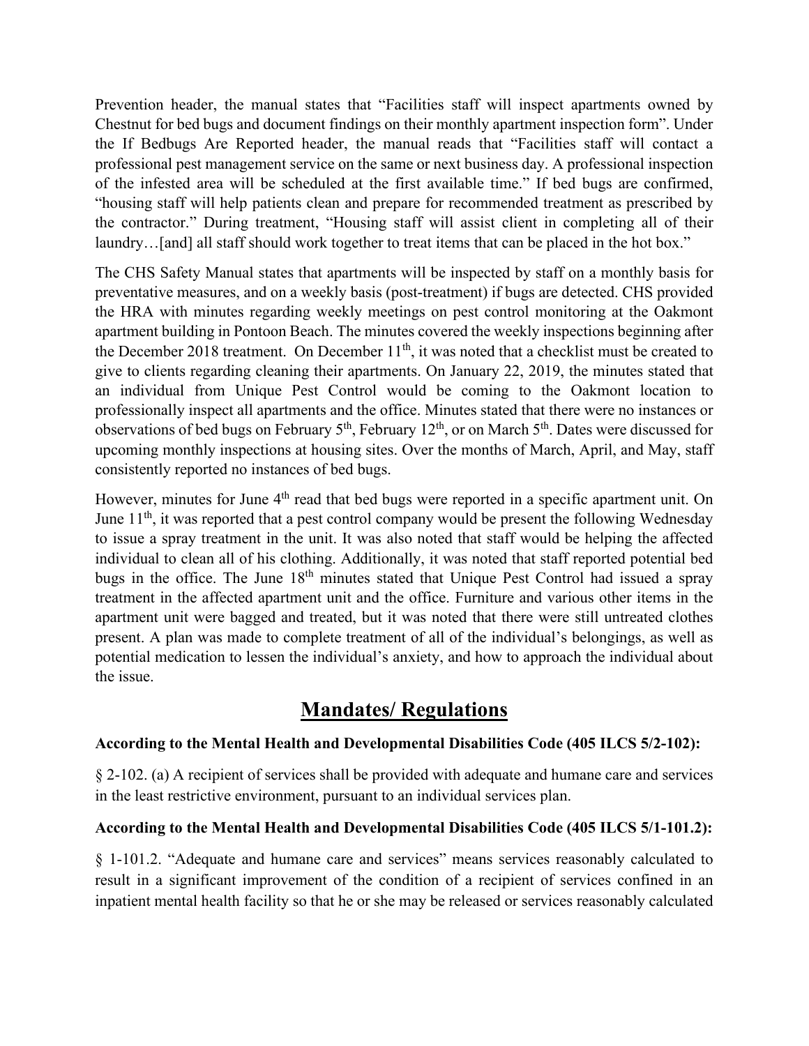Prevention header, the manual states that "Facilities staff will inspect apartments owned by Chestnut for bed bugs and document findings on their monthly apartment inspection form". Under the If Bedbugs Are Reported header, the manual reads that "Facilities staff will contact a professional pest management service on the same or next business day. A professional inspection of the infested area will be scheduled at the first available time." If bed bugs are confirmed, "housing staff will help patients clean and prepare for recommended treatment as prescribed by the contractor." During treatment, "Housing staff will assist client in completing all of their laundry…[and] all staff should work together to treat items that can be placed in the hot box."

The CHS Safety Manual states that apartments will be inspected by staff on a monthly basis for preventative measures, and on a weekly basis (post-treatment) if bugs are detected. CHS provided the HRA with minutes regarding weekly meetings on pest control monitoring at the Oakmont apartment building in Pontoon Beach. The minutes covered the weekly inspections beginning after the December 2018 treatment. On December 11th, it was noted that a checklist must be created to give to clients regarding cleaning their apartments. On January 22, 2019, the minutes stated that an individual from Unique Pest Control would be coming to the Oakmont location to professionally inspect all apartments and the office. Minutes stated that there were no instances or observations of bed bugs on February 5th, February 12th, or on March 5th. Dates were discussed for upcoming monthly inspections at housing sites. Over the months of March, April, and May, staff consistently reported no instances of bed bugs.

However, minutes for June 4th read that bed bugs were reported in a specific apartment unit. On June 11th, it was reported that a pest control company would be present the following Wednesday to issue a spray treatment in the unit. It was also noted that staff would be helping the affected individual to clean all of his clothing. Additionally, it was noted that staff reported potential bed bugs in the office. The June 18th minutes stated that Unique Pest Control had issued a spray treatment in the affected apartment unit and the office. Furniture and various other items in the apartment unit were bagged and treated, but it was noted that there were still untreated clothes present. A plan was made to complete treatment of all of the individual's belongings, as well as potential medication to lessen the individual's anxiety, and how to approach the individual about the issue.

## Mandates/ Regulations

**According to the Mental Health and Developmental Disabilities Code (405 ILCS 5/2-102):**

§ 2-102. (a) A recipient of services shall be provided with adequate and humane care and services in the least restrictive environment, pursuant to an individual services plan.

**According to the Mental Health and Developmental Disabilities Code (405 ILCS 5/1-101.2):**

§ 1-101.2. "Adequate and humane care and services" means services reasonably calculated to result in a significant improvement of the condition of a recipient of services confined in an inpatient mental health facility so that he or she may be released or services reasonably calculated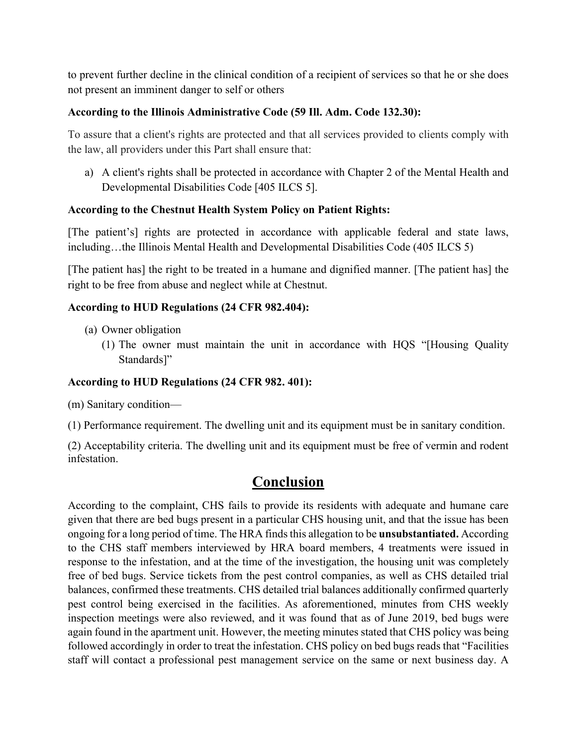to prevent further decline in the clinical condition of a recipient of services so that he or she does not present an imminent danger to self or others

**According to the Illinois Administrative Code (59 Ill. Adm. Code 132.30):**

To assure that a client's rights are protected and that all services provided to clients comply with the law, all providers under this Part shall ensure that:

a) A client's rights shall be protected in accordance with Chapter 2 of the Mental Health and Developmental Disabilities Code [405 ILCS 5].

**According to the Chestnut Health System Policy on Patient Rights:**

[The patient's] rights are protected in accordance with applicable federal and state laws, including…the Illinois Mental Health and Developmental Disabilities Code (405 ILCS 5)

[The patient has] the right to be treated in a humane and dignified manner. [The patient has] the right to be free from abuse and neglect while at Chestnut.

**According to HUD Regulations (24 CFR 982.404):**

(a) Owner obligation
   (1) The owner must maintain the unit in accordance with HQS "[Housing Quality Standards]"

**According to HUD Regulations (24 CFR 982. 401):**

(m) Sanitary condition—

(1) Performance requirement. The dwelling unit and its equipment must be in sanitary condition.

(2) Acceptability criteria. The dwelling unit and its equipment must be free of vermin and rodent infestation.

## Conclusion

According to the complaint, CHS fails to provide its residents with adequate and humane care given that there are bed bugs present in a particular CHS housing unit, and that the issue has been ongoing for a long period of time. The HRA finds this allegation to be **unsubstantiated.** According to the CHS staff members interviewed by HRA board members, 4 treatments were issued in response to the infestation, and at the time of the investigation, the housing unit was completely free of bed bugs. Service tickets from the pest control companies, as well as CHS detailed trial balances, confirmed these treatments. CHS detailed trial balances additionally confirmed quarterly pest control being exercised in the facilities. As aforementioned, minutes from CHS weekly inspection meetings were also reviewed, and it was found that as of June 2019, bed bugs were again found in the apartment unit. However, the meeting minutes stated that CHS policy was being followed accordingly in order to treat the infestation. CHS policy on bed bugs reads that "Facilities staff will contact a professional pest management service on the same or next business day. A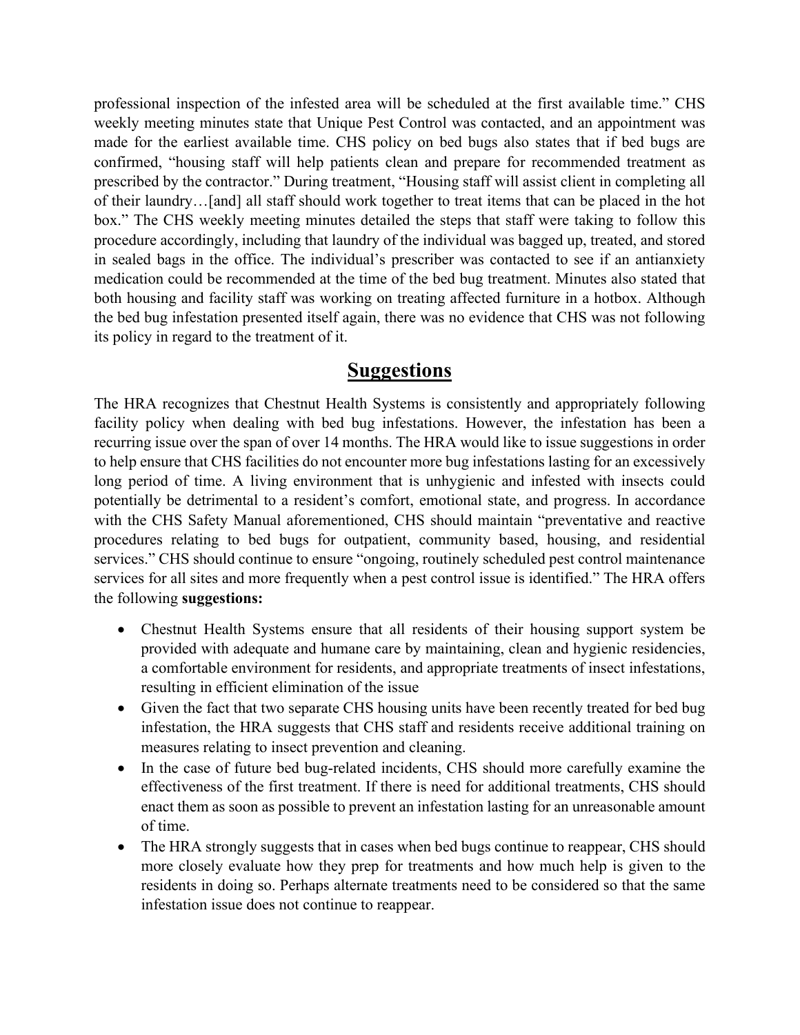professional inspection of the infested area will be scheduled at the first available time." CHS weekly meeting minutes state that Unique Pest Control was contacted, and an appointment was made for the earliest available time. CHS policy on bed bugs also states that if bed bugs are confirmed, "housing staff will help patients clean and prepare for recommended treatment as prescribed by the contractor." During treatment, "Housing staff will assist client in completing all of their laundry…[and] all staff should work together to treat items that can be placed in the hot box." The CHS weekly meeting minutes detailed the steps that staff were taking to follow this procedure accordingly, including that laundry of the individual was bagged up, treated, and stored in sealed bags in the office. The individual's prescriber was contacted to see if an antianxiety medication could be recommended at the time of the bed bug treatment. Minutes also stated that both housing and facility staff was working on treating affected furniture in a hotbox. Although the bed bug infestation presented itself again, there was no evidence that CHS was not following its policy in regard to the treatment of it.

## Suggestions

The HRA recognizes that Chestnut Health Systems is consistently and appropriately following facility policy when dealing with bed bug infestations. However, the infestation has been a recurring issue over the span of over 14 months. The HRA would like to issue suggestions in order to help ensure that CHS facilities do not encounter more bug infestations lasting for an excessively long period of time. A living environment that is unhygienic and infested with insects could potentially be detrimental to a resident's comfort, emotional state, and progress. In accordance with the CHS Safety Manual aforementioned, CHS should maintain "preventative and reactive procedures relating to bed bugs for outpatient, community based, housing, and residential services." CHS should continue to ensure "ongoing, routinely scheduled pest control maintenance services for all sites and more frequently when a pest control issue is identified." The HRA offers the following **suggestions:**

- Chestnut Health Systems ensure that all residents of their housing support system be provided with adequate and humane care by maintaining, clean and hygienic residencies, a comfortable environment for residents, and appropriate treatments of insect infestations, resulting in efficient elimination of the issue
- Given the fact that two separate CHS housing units have been recently treated for bed bug infestation, the HRA suggests that CHS staff and residents receive additional training on measures relating to insect prevention and cleaning.
- In the case of future bed bug-related incidents, CHS should more carefully examine the effectiveness of the first treatment. If there is need for additional treatments, CHS should enact them as soon as possible to prevent an infestation lasting for an unreasonable amount of time.
- The HRA strongly suggests that in cases when bed bugs continue to reappear, CHS should more closely evaluate how they prep for treatments and how much help is given to the residents in doing so. Perhaps alternate treatments need to be considered so that the same infestation issue does not continue to reappear.